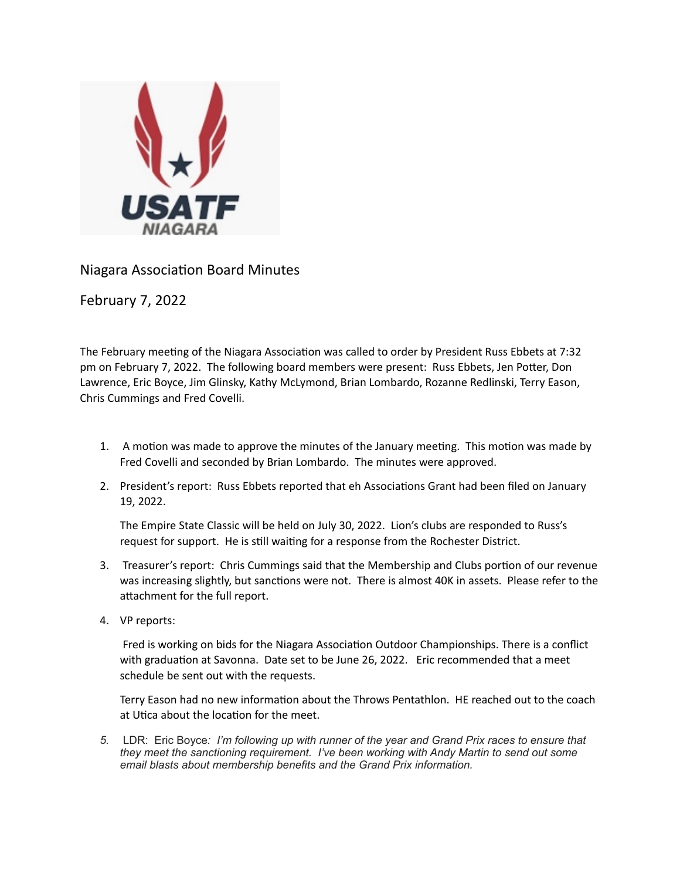Niagara Association Board Minutes

February 7, 2022

The February meeting of the Niagara Association was called to order by President Russ Ebbets at 7:32 pm on February 7, 2022. The following board members were present: Russ Ebbets, Jen Potter, Don Lawrence, Eric Boyce, Jim Glinsky, Kathy McLymond, Brian Lombardo, Rozanne Redlinski, Terry Eason, Chris Cummings and Fred Covelli.

1. A motion was made to approve the minutes of the January meeting. This motion was made by Fred Covelli and seconded by Brian Lombardo. The minutes were approved.

2. President's report: Russ Ebbets reported that eh Associations Grant had been filed on January 19, 2022.

   The Empire State Classic will be held on July 30, 2022. Lion's clubs are responded to Russ's request for support. He is still waiting for a response from the Rochester District.

3. Treasurer's report: Chris Cummings said that the Membership and Clubs portion of our revenue was increasing slightly, but sanctions were not. There is almost 40K in assets. Please refer to the attachment for the full report.

4. VP reports:

   Fred is working on bids for the Niagara Association Outdoor Championships. There is a conflict with graduation at Savonna. Date set to be June 26, 2022. Eric recommended that a meet schedule be sent out with the requests.

   Terry Eason had no new information about the Throws Pentathlon. HE reached out to the coach at Utica about the location for the meet.

5. LDR: Eric Boyce*: I'm following up with runner of the year and Grand Prix races to ensure that they meet the sanctioning requirement. I've been working with Andy Martin to send out some email blasts about membership benefits and the Grand Prix information.*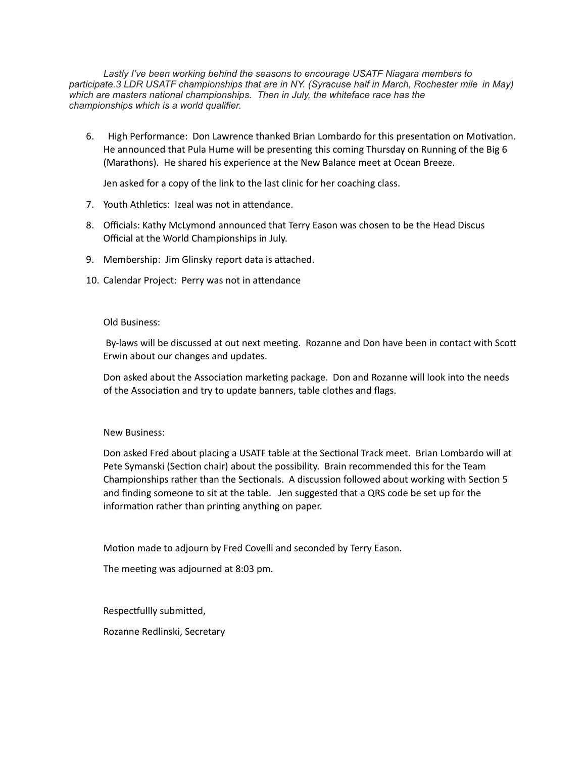*Lastly I've been working behind the seasons to encourage USATF Niagara members to participate.3 LDR USATF championships that are in NY. (Syracuse half in March, Rochester mile in May) which are masters national championships. Then in July, the whiteface race has the championships which is a world qualifier.*

6. High Performance: Don Lawrence thanked Brian Lombardo for this presentation on Motivation. He announced that Pula Hume will be presenting this coming Thursday on Running of the Big 6 (Marathons). He shared his experience at the New Balance meet at Ocean Breeze.

   Jen asked for a copy of the link to the last clinic for her coaching class.

7. Youth Athletics: Izeal was not in attendance.
8. Officials: Kathy McLymond announced that Terry Eason was chosen to be the Head Discus Official at the World Championships in July.
9. Membership: Jim Glinsky report data is attached.
10. Calendar Project: Perry was not in attendance

Old Business:

By-laws will be discussed at out next meeting. Rozanne and Don have been in contact with Scott Erwin about our changes and updates.

Don asked about the Association marketing package. Don and Rozanne will look into the needs of the Association and try to update banners, table clothes and flags.

New Business:

Don asked Fred about placing a USATF table at the Sectional Track meet. Brian Lombardo will at Pete Symanski (Section chair) about the possibility. Brain recommended this for the Team Championships rather than the Sectionals. A discussion followed about working with Section 5 and finding someone to sit at the table. Jen suggested that a QRS code be set up for the information rather than printing anything on paper.

Motion made to adjourn by Fred Covelli and seconded by Terry Eason.

The meeting was adjourned at 8:03 pm.

Respectfullly submitted,

Rozanne Redlinski, Secretary